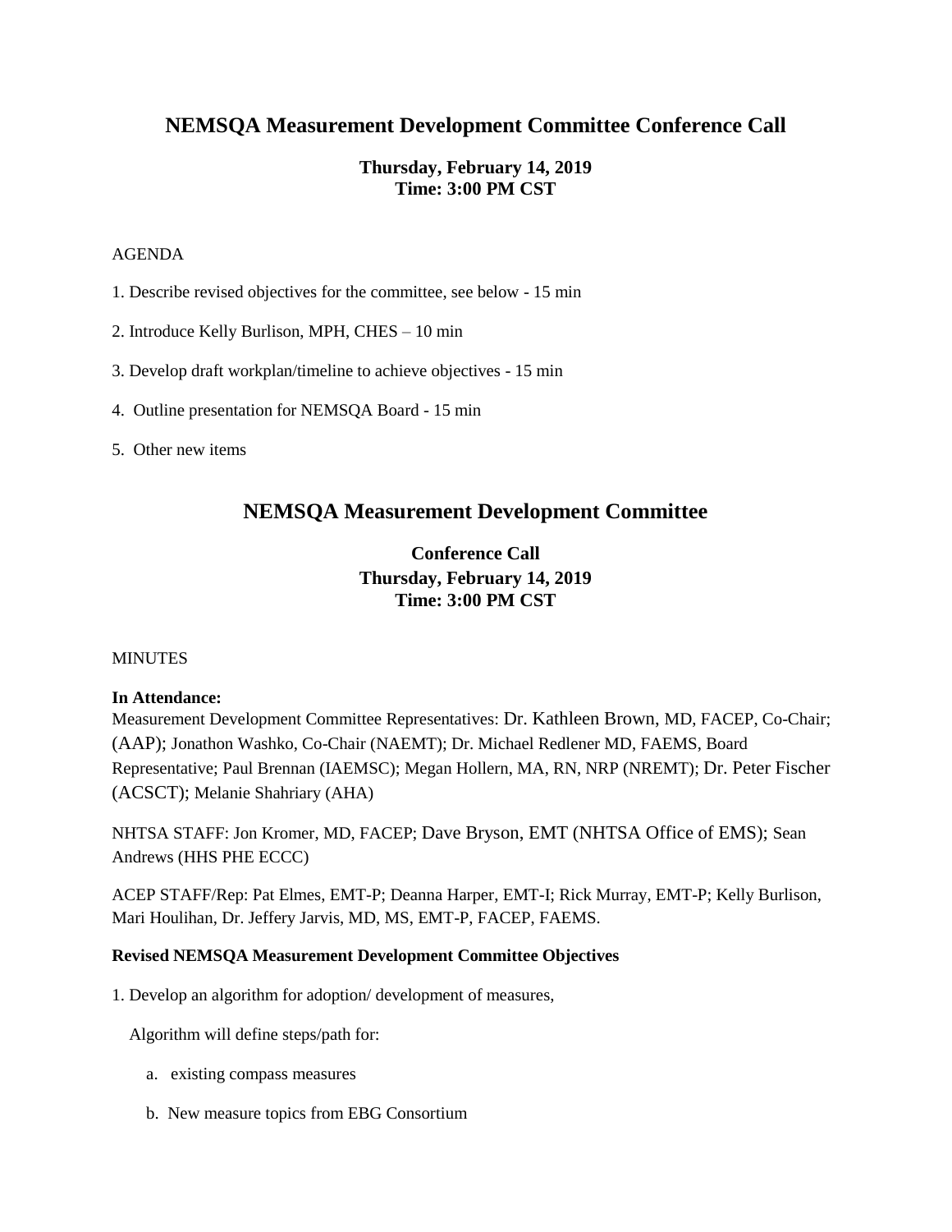# NEMSQA Measurement Development Committee Conference Call

**Thursday, February 14, 2019**
**Time: 3:00 PM CST**

AGENDA

1. Describe revised objectives for the committee, see below - 15 min

2. Introduce Kelly Burlison, MPH, CHES – 10 min

3. Develop draft workplan/timeline to achieve objectives - 15 min

4. Outline presentation for NEMSQA Board - 15 min

5. Other new items

# NEMSQA Measurement Development Committee

**Conference Call**
**Thursday, February 14, 2019**
**Time: 3:00 PM CST**

MINUTES

**In Attendance:**
Measurement Development Committee Representatives: Dr. Kathleen Brown, MD, FACEP, Co-Chair; (AAP); Jonathon Washko, Co-Chair (NAEMT); Dr. Michael Redlener MD, FAEMS, Board Representative; Paul Brennan (IAEMSC); Megan Hollern, MA, RN, NRP (NREMT); Dr. Peter Fischer (ACSCT); Melanie Shahriary (AHA)

NHTSA STAFF: Jon Kromer, MD, FACEP; Dave Bryson, EMT (NHTSA Office of EMS); Sean Andrews (HHS PHE ECCC)

ACEP STAFF/Rep: Pat Elmes, EMT-P; Deanna Harper, EMT-I; Rick Murray, EMT-P; Kelly Burlison, Mari Houlihan, Dr. Jeffery Jarvis, MD, MS, EMT-P, FACEP, FAEMS.

**Revised NEMSQA Measurement Development Committee Objectives**

1. Develop an algorithm for adoption/ development of measures,

   Algorithm will define steps/path for:

   a. existing compass measures

   b. New measure topics from EBG Consortium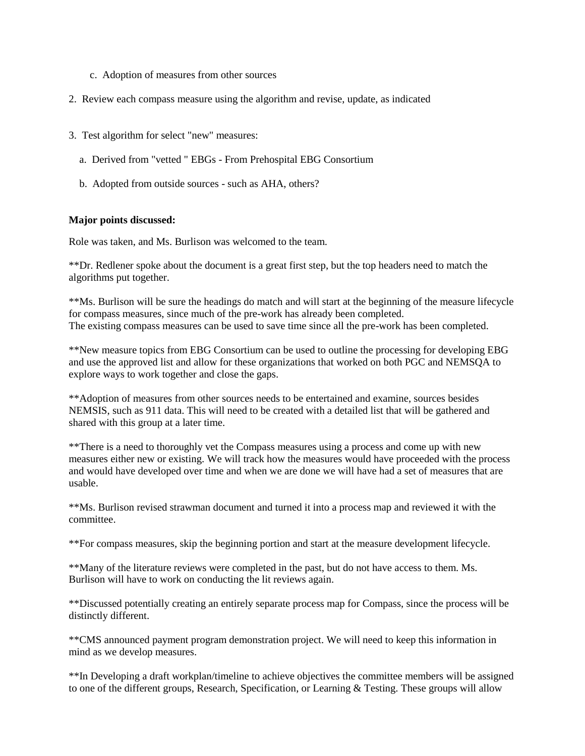c. Adoption of measures from other sources

2. Review each compass measure using the algorithm and revise, update, as indicated

3. Test algorithm for select "new" measures:

   a. Derived from "vetted " EBGs - From Prehospital EBG Consortium

   b. Adopted from outside sources - such as AHA, others?

**Major points discussed:**

Role was taken, and Ms. Burlison was welcomed to the team.

**Dr. Redlener spoke about the document is a great first step, but the top headers need to match the algorithms put together.

**Ms. Burlison will be sure the headings do match and will start at the beginning of the measure lifecycle for compass measures, since much of the pre-work has already been completed.
The existing compass measures can be used to save time since all the pre-work has been completed.

**New measure topics from EBG Consortium can be used to outline the processing for developing EBG and use the approved list and allow for these organizations that worked on both PGC and NEMSQA to explore ways to work together and close the gaps.

**Adoption of measures from other sources needs to be entertained and examine, sources besides NEMSIS, such as 911 data. This will need to be created with a detailed list that will be gathered and shared with this group at a later time.

**There is a need to thoroughly vet the Compass measures using a process and come up with new measures either new or existing. We will track how the measures would have proceeded with the process and would have developed over time and when we are done we will have had a set of measures that are usable.

**Ms. Burlison revised strawman document and turned it into a process map and reviewed it with the committee.

**For compass measures, skip the beginning portion and start at the measure development lifecycle.

**Many of the literature reviews were completed in the past, but do not have access to them. Ms. Burlison will have to work on conducting the lit reviews again.

**Discussed potentially creating an entirely separate process map for Compass, since the process will be distinctly different.

**CMS announced payment program demonstration project. We will need to keep this information in mind as we develop measures.

**In Developing a draft workplan/timeline to achieve objectives the committee members will be assigned to one of the different groups, Research, Specification, or Learning & Testing. These groups will allow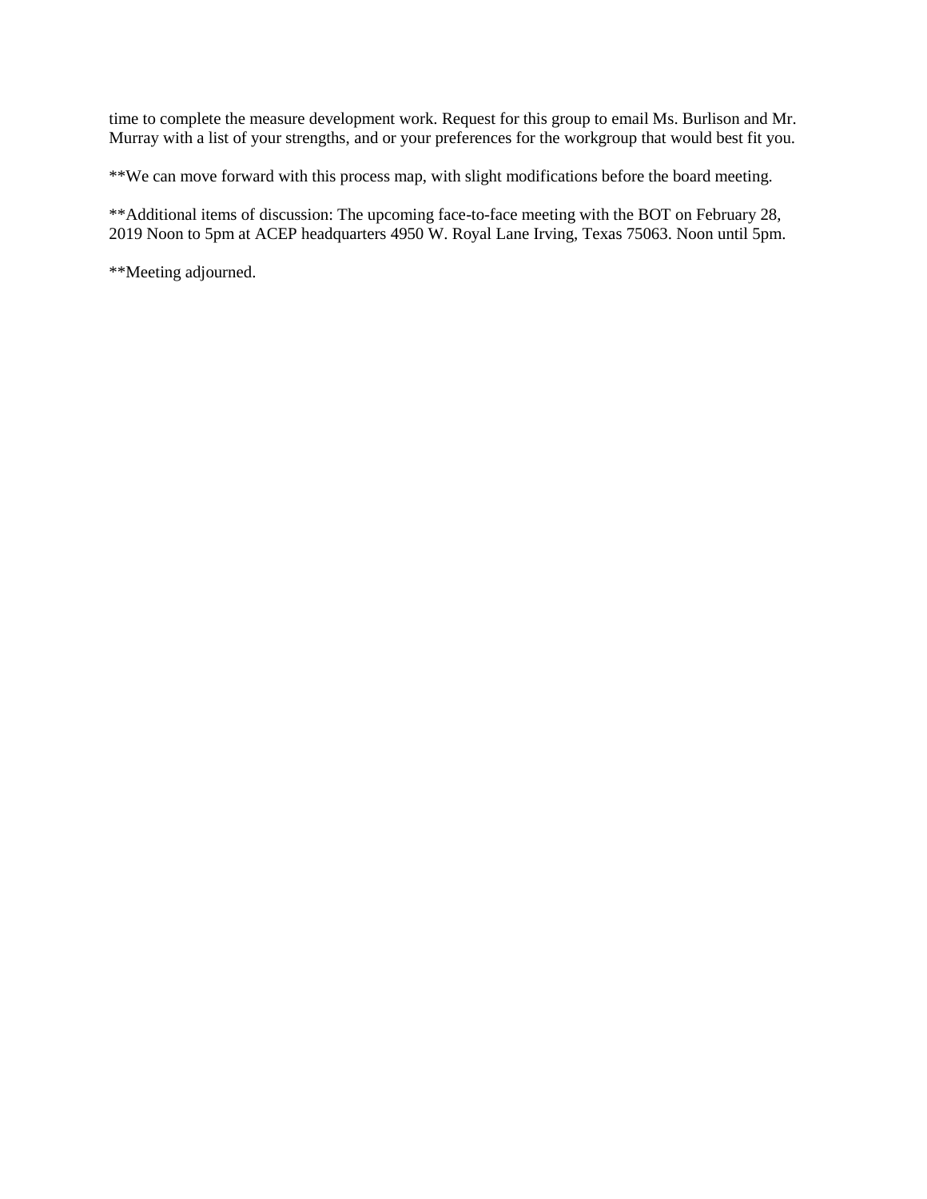time to complete the measure development work. Request for this group to email Ms. Burlison and Mr. Murray with a list of your strengths, and or your preferences for the workgroup that would best fit you.

**We can move forward with this process map, with slight modifications before the board meeting.

**Additional items of discussion: The upcoming face-to-face meeting with the BOT on February 28, 2019 Noon to 5pm at ACEP headquarters 4950 W. Royal Lane Irving, Texas 75063. Noon until 5pm.

**Meeting adjourned.